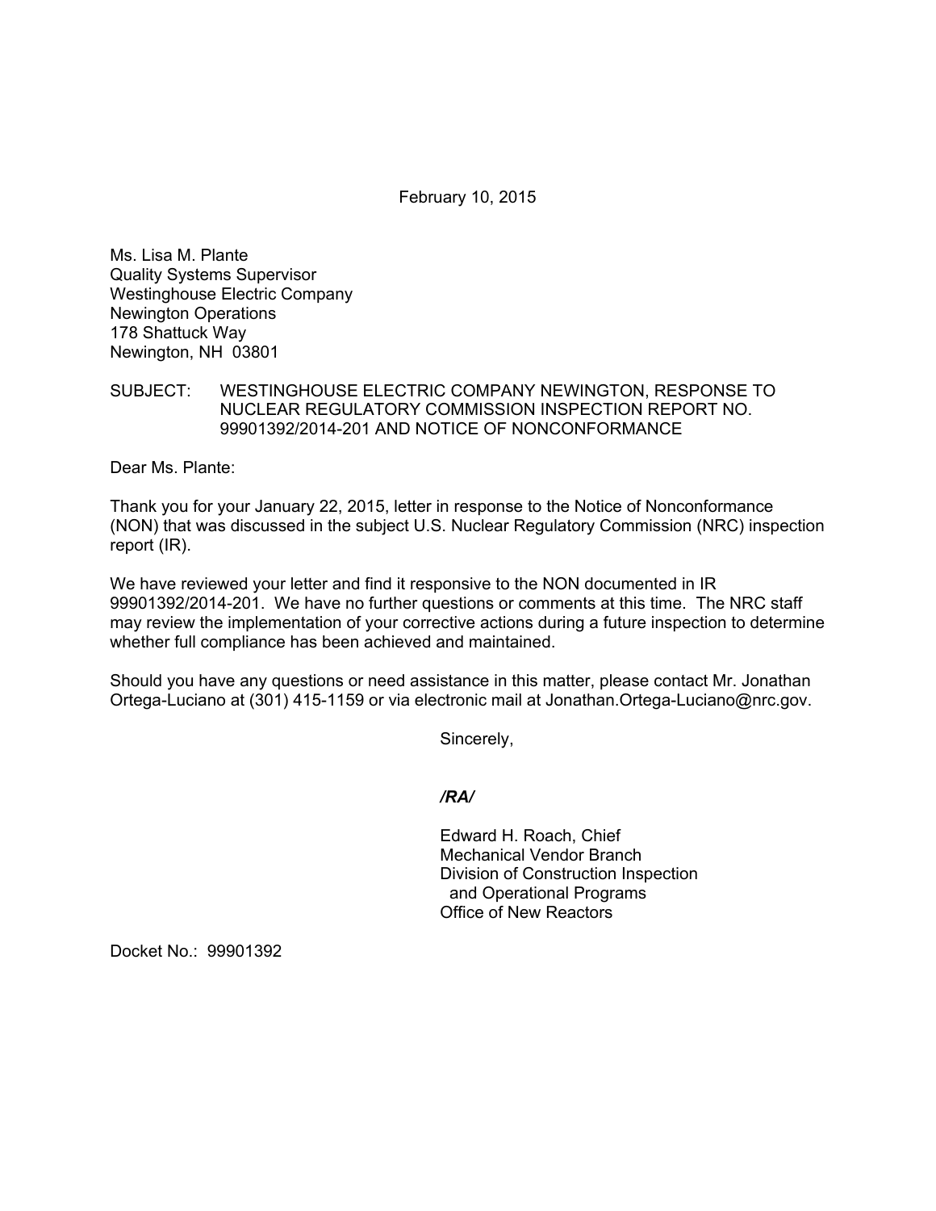February 10, 2015

Ms. Lisa M. Plante
Quality Systems Supervisor
Westinghouse Electric Company
Newington Operations
178 Shattuck Way
Newington, NH 03801

SUBJECT: WESTINGHOUSE ELECTRIC COMPANY NEWINGTON, RESPONSE TO NUCLEAR REGULATORY COMMISSION INSPECTION REPORT NO. 99901392/2014-201 AND NOTICE OF NONCONFORMANCE

Dear Ms. Plante:

Thank you for your January 22, 2015, letter in response to the Notice of Nonconformance (NON) that was discussed in the subject U.S. Nuclear Regulatory Commission (NRC) inspection report (IR).

We have reviewed your letter and find it responsive to the NON documented in IR 99901392/2014-201. We have no further questions or comments at this time. The NRC staff may review the implementation of your corrective actions during a future inspection to determine whether full compliance has been achieved and maintained.

Should you have any questions or need assistance in this matter, please contact Mr. Jonathan Ortega-Luciano at (301) 415-1159 or via electronic mail at Jonathan.Ortega-Luciano@nrc.gov.

Sincerely,

*/RA/*

Edward H. Roach, Chief
Mechanical Vendor Branch
Division of Construction Inspection
and Operational Programs
Office of New Reactors

Docket No.: 99901392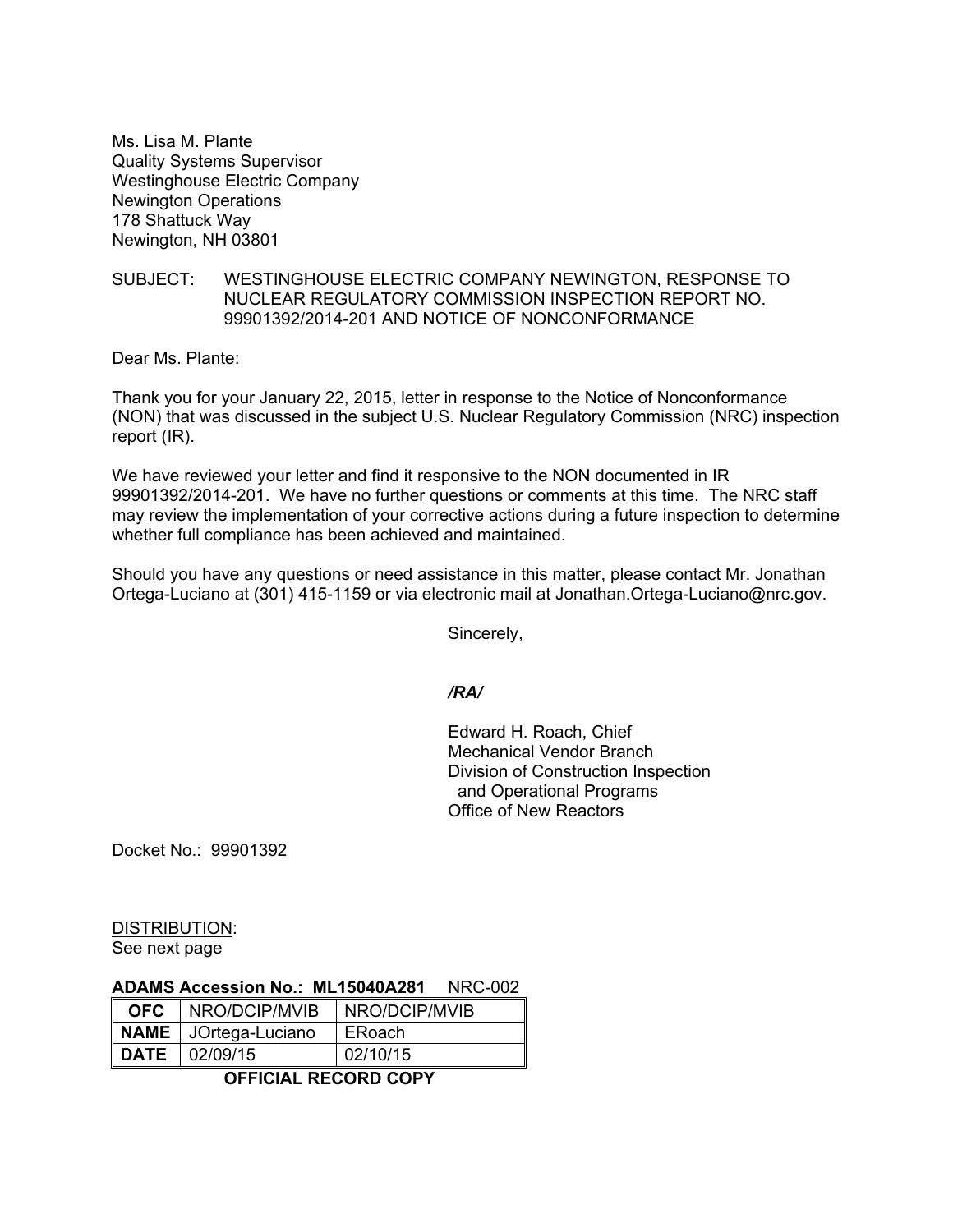Ms. Lisa M. Plante
Quality Systems Supervisor
Westinghouse Electric Company
Newington Operations
178 Shattuck Way
Newington, NH 03801

SUBJECT: WESTINGHOUSE ELECTRIC COMPANY NEWINGTON, RESPONSE TO NUCLEAR REGULATORY COMMISSION INSPECTION REPORT NO. 99901392/2014-201 AND NOTICE OF NONCONFORMANCE

Dear Ms. Plante:

Thank you for your January 22, 2015, letter in response to the Notice of Nonconformance (NON) that was discussed in the subject U.S. Nuclear Regulatory Commission (NRC) inspection report (IR).

We have reviewed your letter and find it responsive to the NON documented in IR 99901392/2014-201. We have no further questions or comments at this time. The NRC staff may review the implementation of your corrective actions during a future inspection to determine whether full compliance has been achieved and maintained.

Should you have any questions or need assistance in this matter, please contact Mr. Jonathan Ortega-Luciano at (301) 415-1159 or via electronic mail at Jonathan.Ortega-Luciano@nrc.gov.

Sincerely,

*/RA/*

Edward H. Roach, Chief
Mechanical Vendor Branch
Division of Construction Inspection
and Operational Programs
Office of New Reactors

Docket No.: 99901392

DISTRIBUTION:
See next page

**ADAMS Accession No.: ML15040A281** NRC-002

| **OFC** | NRO/DCIP/MVIB | NRO/DCIP/MVIB |
|---|---|---|
| **NAME** | JOrtega-Luciano | ERoach |
| **DATE** | 02/09/15 | 02/10/15 |

**OFFICIAL RECORD COPY**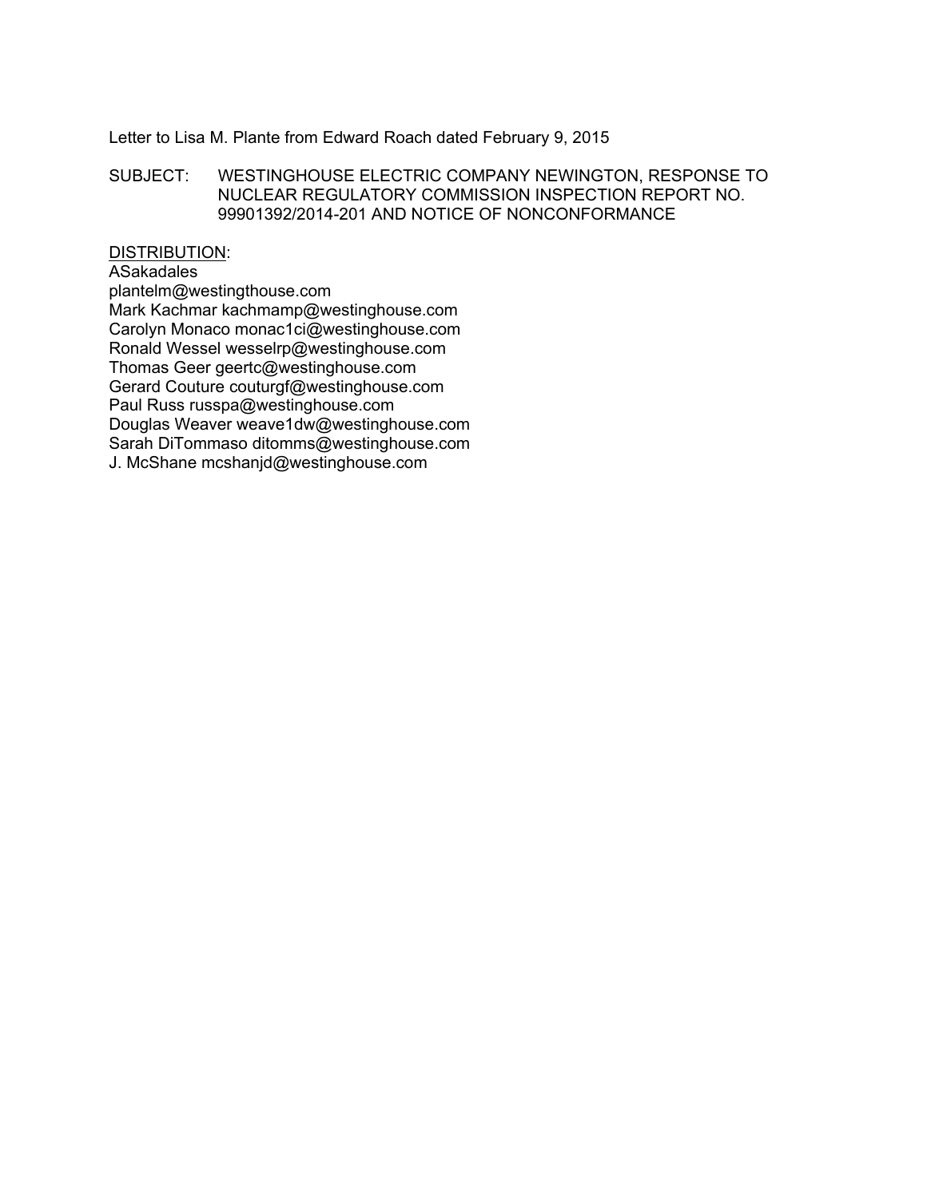Letter to Lisa M. Plante from Edward Roach dated February 9, 2015

SUBJECT: WESTINGHOUSE ELECTRIC COMPANY NEWINGTON, RESPONSE TO NUCLEAR REGULATORY COMMISSION INSPECTION REPORT NO. 99901392/2014-201 AND NOTICE OF NONCONFORMANCE

<u>DISTRIBUTION</u>:
ASakadales
plantelm@westingthouse.com
Mark Kachmar kachmamp@westinghouse.com
Carolyn Monaco monac1ci@westinghouse.com
Ronald Wessel wesselrp@westinghouse.com
Thomas Geer geertc@westinghouse.com
Gerard Couture couturgf@westinghouse.com
Paul Russ russpa@westinghouse.com
Douglas Weaver weave1dw@westinghouse.com
Sarah DiTommaso ditomms@westinghouse.com
J. McShane mcshanjd@westinghouse.com